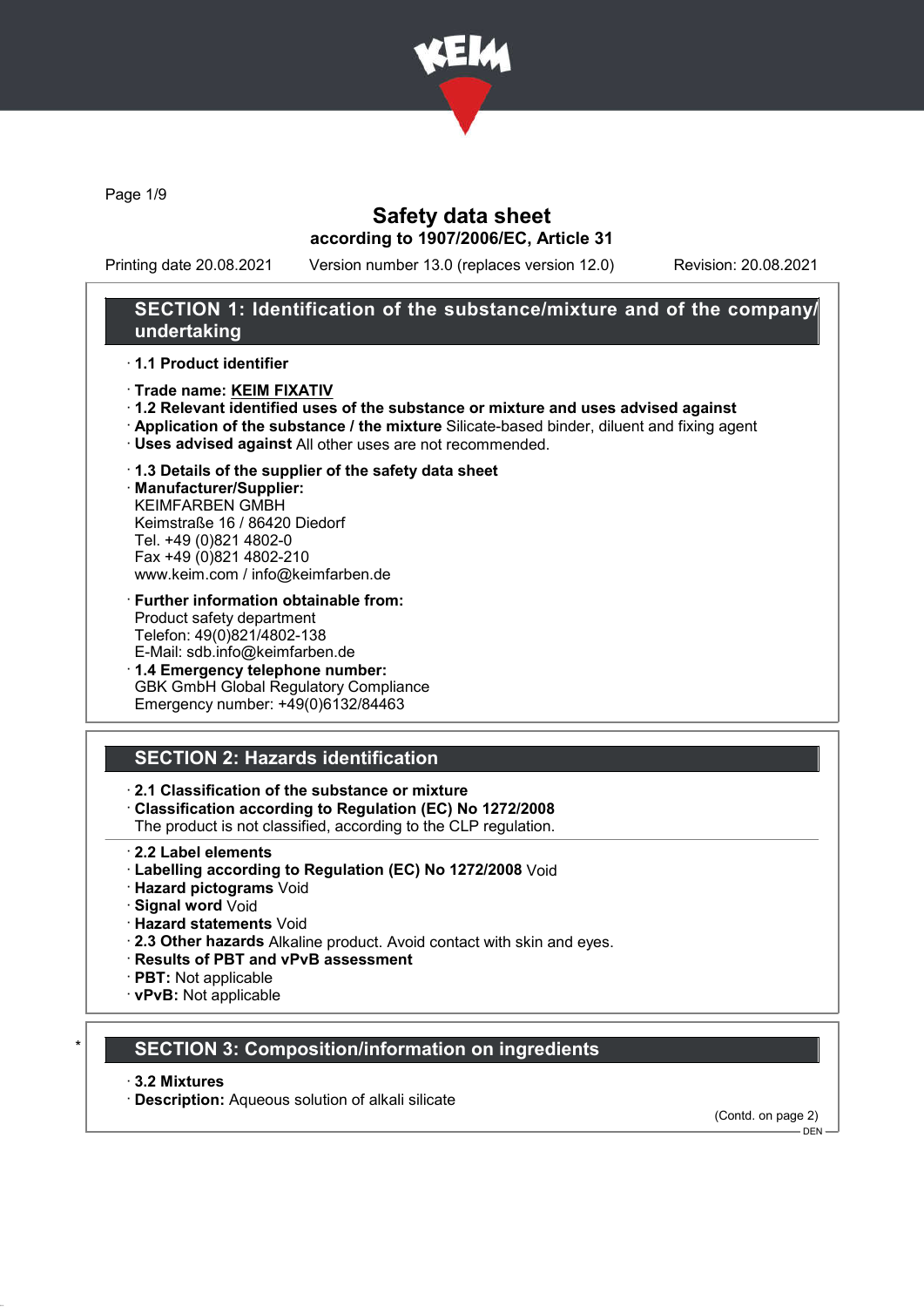# Safety data sheet

**according to 1907/2006/EC, Article 31**

Printing date 20.08.2021 Version number 13.0 (replaces version 12.0) Revision: 20.08.2021

## SECTION 1: Identification of the substance/mixture and of the company/undertaking

- **1.1 Product identifier**
- **Trade name: KEIM FIXATIV**
- **1.2 Relevant identified uses of the substance or mixture and uses advised against**
- **Application of the substance / the mixture** Silicate-based binder, diluent and fixing agent
- **Uses advised against** All other uses are not recommended.
- **1.3 Details of the supplier of the safety data sheet**
- **Manufacturer/Supplier:**
  KEIMFARBEN GMBH
  Keimstraße 16 / 86420 Diedorf
  Tel. +49 (0)821 4802-0
  Fax +49 (0)821 4802-210
  www.keim.com / info@keimfarben.de
- **Further information obtainable from:**
  Product safety department
  Telefon: 49(0)821/4802-138
  E-Mail: sdb.info@keimfarben.de
- **1.4 Emergency telephone number:**
  GBK GmbH Global Regulatory Compliance
  Emergency number: +49(0)6132/84463

## SECTION 2: Hazards identification

- **2.1 Classification of the substance or mixture**
- **Classification according to Regulation (EC) No 1272/2008**
  The product is not classified, according to the CLP regulation.
- **2.2 Label elements**
- **Labelling according to Regulation (EC) No 1272/2008** Void
- **Hazard pictograms** Void
- **Signal word** Void
- **Hazard statements** Void
- **2.3 Other hazards** Alkaline product. Avoid contact with skin and eyes.
- **Results of PBT and vPvB assessment**
- **PBT:** Not applicable
- **vPvB:** Not applicable

## SECTION 3: Composition/information on ingredients

- **3.2 Mixtures**
- **Description:** Aqueous solution of alkali silicate

(Contd. on page 2)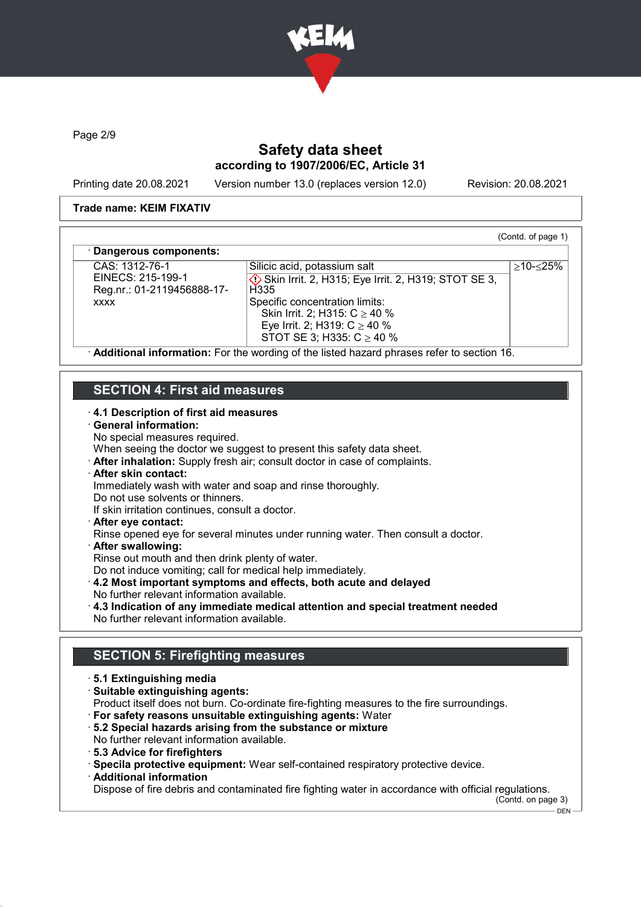## Safety data sheet
### according to 1907/2006/EC, Article 31

Printing date 20.08.2021 Version number 13.0 (replaces version 12.0) Revision: 20.08.2021

**Trade name: KEIM FIXATIV**

(Contd. of page 1)

· **Dangerous components:**

| | | |
|---|---|---|
| CAS: 1312-76-1<br>EINECS: 215-199-1<br>Reg.nr.: 01-2119456888-17-xxxx | Silicic acid, potassium salt<br>Skin Irrit. 2, H315; Eye Irrit. 2, H319; STOT SE 3, H335<br>Specific concentration limits:<br>Skin Irrit. 2; H315: C ≥ 40 %<br>Eye Irrit. 2; H319: C ≥ 40 %<br>STOT SE 3; H335: C ≥ 40 % | ≥10-≤25% |

· **Additional information:** For the wording of the listed hazard phrases refer to section 16.

## SECTION 4: First aid measures

· **4.1 Description of first aid measures**
· **General information:**
No special measures required.
When seeing the doctor we suggest to present this safety data sheet.
· **After inhalation:** Supply fresh air; consult doctor in case of complaints.
· **After skin contact:**
Immediately wash with water and soap and rinse thoroughly.
Do not use solvents or thinners.
If skin irritation continues, consult a doctor.
· **After eye contact:**
Rinse opened eye for several minutes under running water. Then consult a doctor.
· **After swallowing:**
Rinse out mouth and then drink plenty of water.
Do not induce vomiting; call for medical help immediately.
· **4.2 Most important symptoms and effects, both acute and delayed**
No further relevant information available.
· **4.3 Indication of any immediate medical attention and special treatment needed**
No further relevant information available.

## SECTION 5: Firefighting measures

· **5.1 Extinguishing media**
· **Suitable extinguishing agents:**
Product itself does not burn. Co-ordinate fire-fighting measures to the fire surroundings.
· **For safety reasons unsuitable extinguishing agents:** Water
· **5.2 Special hazards arising from the substance or mixture**
No further relevant information available.
· **5.3 Advice for firefighters**
· **Specila protective equipment:** Wear self-contained respiratory protective device.
· **Additional information**
Dispose of fire debris and contaminated fire fighting water in accordance with official regulations.

(Contd. on page 3)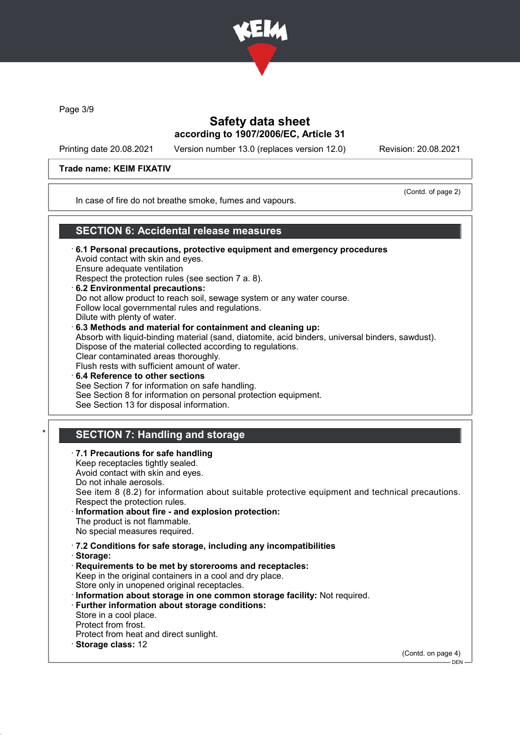**Trade name: KEIM FIXATIV**

(Contd. of page 2)

In case of fire do not breathe smoke, fumes and vapours.

## SECTION 6: Accidental release measures

· **6.1 Personal precautions, protective equipment and emergency procedures**
Avoid contact with skin and eyes.
Ensure adequate ventilation
Respect the protection rules (see section 7 a. 8).

· **6.2 Environmental precautions:**
Do not allow product to reach soil, sewage system or any water course.
Follow local governmental rules and regulations.
Dilute with plenty of water.

· **6.3 Methods and material for containment and cleaning up:**
Absorb with liquid-binding material (sand, diatomite, acid binders, universal binders, sawdust).
Dispose of the material collected according to regulations.
Clear contaminated areas thoroughly.
Flush rests with sufficient amount of water.

· **6.4 Reference to other sections**
See Section 7 for information on safe handling.
See Section 8 for information on personal protection equipment.
See Section 13 for disposal information.

## * SECTION 7: Handling and storage

· **7.1 Precautions for safe handling**
Keep receptacles tightly sealed.
Avoid contact with skin and eyes.
Do not inhale aerosols.
See item 8 (8.2) for information about suitable protective equipment and technical precautions.
Respect the protection rules.

· **Information about fire - and explosion protection:**
The product is not flammable.
No special measures required.

· **7.2 Conditions for safe storage, including any incompatibilities**

· **Storage:**

· **Requirements to be met by storerooms and receptacles:**
Keep in the original containers in a cool and dry place.
Store only in unopened original receptacles.

· **Information about storage in one common storage facility:** Not required.

· **Further information about storage conditions:**
Store in a cool place.
Protect from frost.
Protect from heat and direct sunlight.

· **Storage class:** 12

(Contd. on page 4)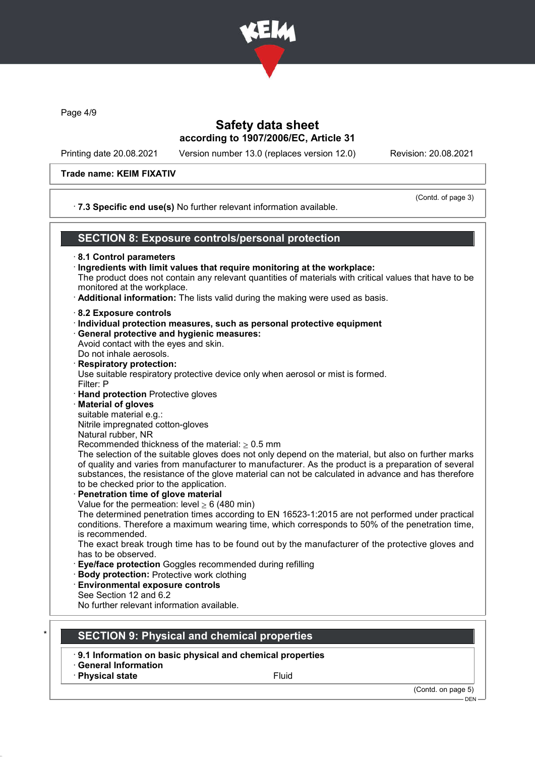# Safety data sheet

## according to 1907/2006/EC, Article 31

Printing date 20.08.2021 | Version number 13.0 (replaces version 12.0) | Revision: 20.08.2021

**Trade name: KEIM FIXATIV**

(Contd. of page 3)

· **7.3 Specific end use(s)** No further relevant information available.

## SECTION 8: Exposure controls/personal protection

· **8.1 Control parameters**

· **Ingredients with limit values that require monitoring at the workplace:**
The product does not contain any relevant quantities of materials with critical values that have to be monitored at the workplace.

· **Additional information:** The lists valid during the making were used as basis.

· **8.2 Exposure controls**

· **Individual protection measures, such as personal protective equipment**

· **General protective and hygienic measures:**
Avoid contact with the eyes and skin.
Do not inhale aerosols.

· **Respiratory protection:**
Use suitable respiratory protective device only when aerosol or mist is formed.
Filter: P

· **Hand protection** Protective gloves

· **Material of gloves**
suitable material e.g.:
Nitrile impregnated cotton-gloves
Natural rubber, NR
Recommended thickness of the material: ≥ 0.5 mm
The selection of the suitable gloves does not only depend on the material, but also on further marks of quality and varies from manufacturer to manufacturer. As the product is a preparation of several substances, the resistance of the glove material can not be calculated in advance and has therefore to be checked prior to the application.

· **Penetration time of glove material**
Value for the permeation: level ≥ 6 (480 min)
The determined penetration times according to EN 16523-1:2015 are not performed under practical conditions. Therefore a maximum wearing time, which corresponds to 50% of the penetration time, is recommended.
The exact break trough time has to be found out by the manufacturer of the protective gloves and has to be observed.

· **Eye/face protection** Goggles recommended during refilling

· **Body protection:** Protective work clothing

· **Environmental exposure controls**
See Section 12 and 6.2
No further relevant information available.

## * SECTION 9: Physical and chemical properties

· **9.1 Information on basic physical and chemical properties**

· **General Information**

· **Physical state** Fluid

(Contd. on page 5)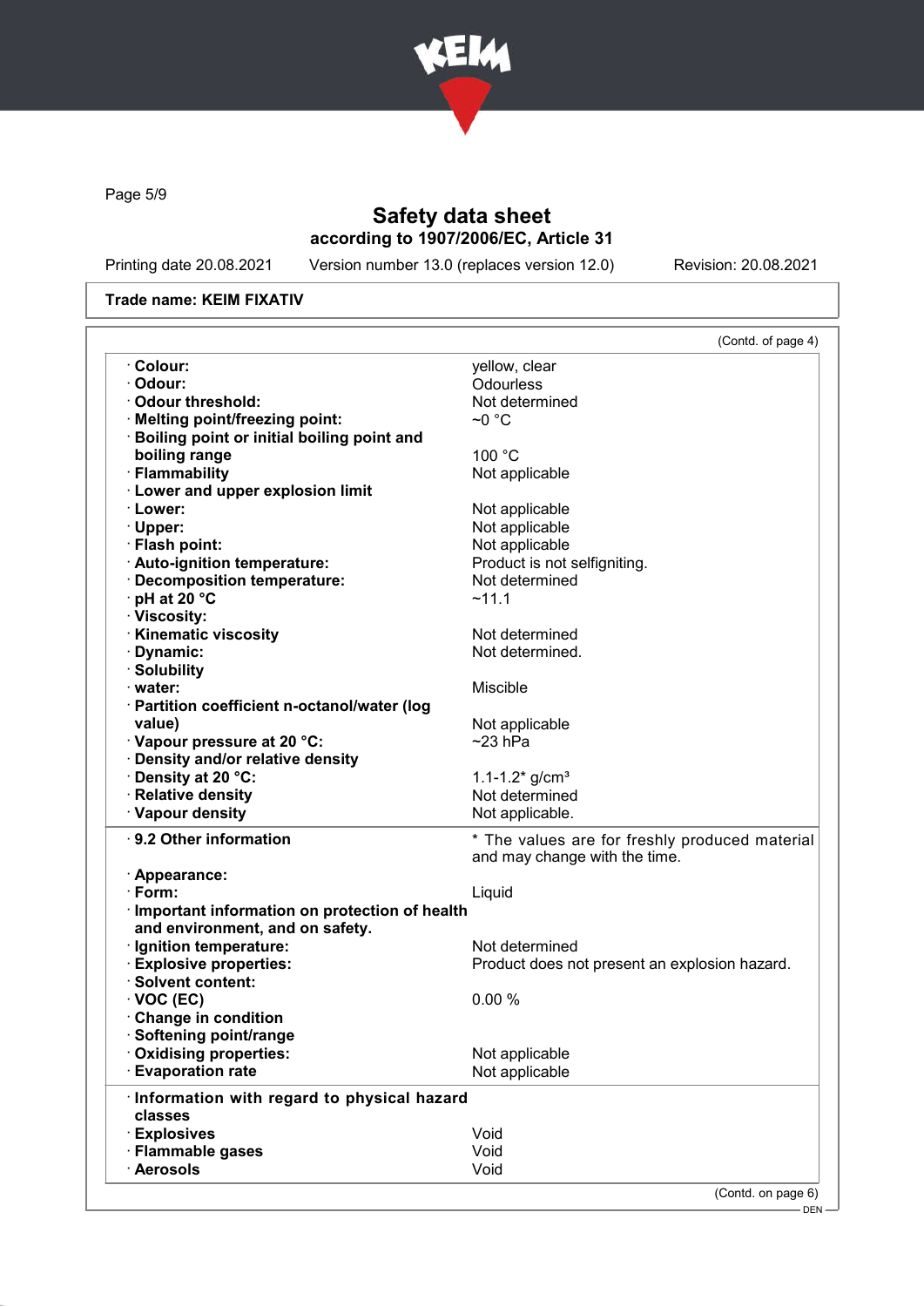Trade name: KEIM FIXATIV

(Contd. of page 4)

| | |
|---|---|
| · **Colour:** | yellow, clear |
| · **Odour:** | Odourless |
| · **Odour threshold:** | Not determined |
| · **Melting point/freezing point:** | ~0 °C |
| · **Boiling point or initial boiling point and boiling range** | 100 °C |
| · **Flammability** | Not applicable |
| · **Lower and upper explosion limit** | |
| · **Lower:** | Not applicable |
| · **Upper:** | Not applicable |
| · **Flash point:** | Not applicable |
| · **Auto-ignition temperature:** | Product is not selfigniting. |
| · **Decomposition temperature:** | Not determined |
| · **pH at 20 °C** | ~11.1 |
| · **Viscosity:** | |
| · **Kinematic viscosity** | Not determined |
| · **Dynamic:** | Not determined. |
| · **Solubility** | |
| · **water:** | Miscible |
| · **Partition coefficient n-octanol/water (log value)** | Not applicable |
| · **Vapour pressure at 20 °C:** | ~23 hPa |
| · **Density and/or relative density** | |
| · **Density at 20 °C:** | 1.1-1.2* g/cm³ |
| · **Relative density** | Not determined |
| · **Vapour density** | Not applicable. |

| | |
|---|---|
| · **9.2 Other information** | * The values are for freshly produced material and may change with the time. |
| · **Appearance:** | |
| · **Form:** | Liquid |
| · **Important information on protection of health and environment, and on safety.** | |
| · **Ignition temperature:** | Not determined |
| · **Explosive properties:** | Product does not present an explosion hazard. |
| · **Solvent content:** | |
| · **VOC (EC)** | 0.00 % |
| · **Change in condition** | |
| · **Softening point/range** | |
| · **Oxidising properties:** | Not applicable |
| · **Evaporation rate** | Not applicable |

| | |
|---|---|
| · **Information with regard to physical hazard classes** | |
| · **Explosives** | Void |
| · **Flammable gases** | Void |
| · **Aerosols** | Void |

(Contd. on page 6)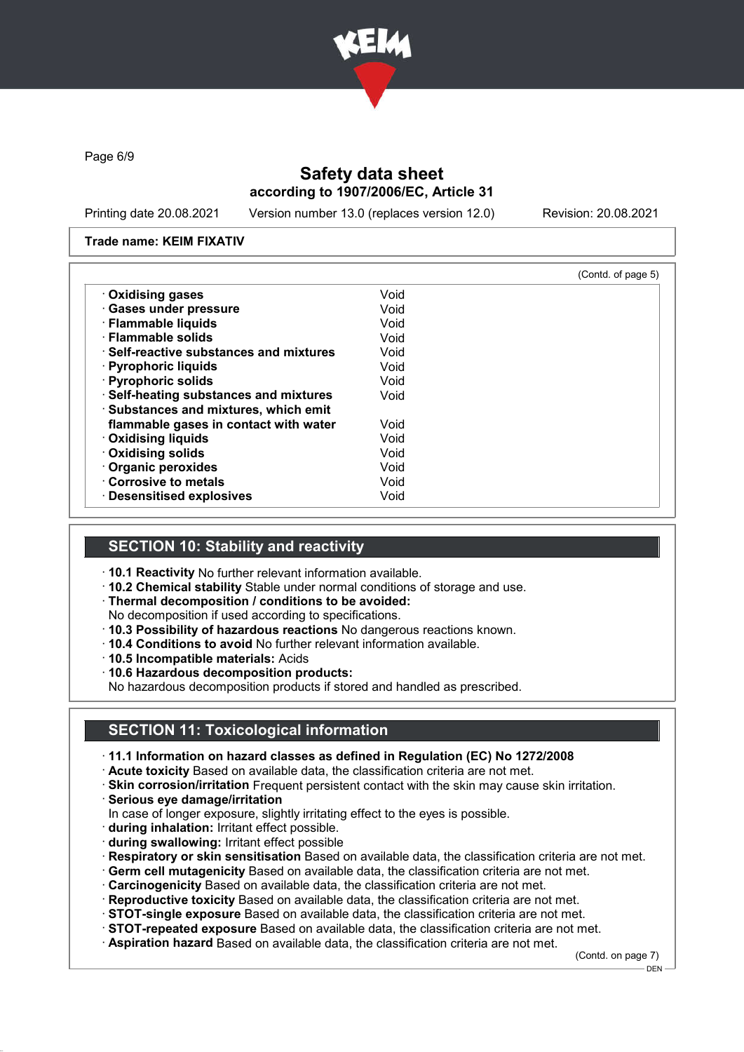# Safety data sheet
## according to 1907/2006/EC, Article 31

Printing date 20.08.2021 Version number 13.0 (replaces version 12.0) Revision: 20.08.2021

**Trade name: KEIM FIXATIV**

(Contd. of page 5)

| | |
|---|---|
| · **Oxidising gases** | Void |
| · **Gases under pressure** | Void |
| · **Flammable liquids** | Void |
| · **Flammable solids** | Void |
| · **Self-reactive substances and mixtures** | Void |
| · **Pyrophoric liquids** | Void |
| · **Pyrophoric solids** | Void |
| · **Self-heating substances and mixtures** | Void |
| · **Substances and mixtures, which emit flammable gases in contact with water** | Void |
| · **Oxidising liquids** | Void |
| · **Oxidising solids** | Void |
| · **Organic peroxides** | Void |
| · **Corrosive to metals** | Void |
| · **Desensitised explosives** | Void |

## SECTION 10: Stability and reactivity

- **10.1 Reactivity** No further relevant information available.
- **10.2 Chemical stability** Stable under normal conditions of storage and use.
- **Thermal decomposition / conditions to be avoided:**
  No decomposition if used according to specifications.
- **10.3 Possibility of hazardous reactions** No dangerous reactions known.
- **10.4 Conditions to avoid** No further relevant information available.
- **10.5 Incompatible materials:** Acids
- **10.6 Hazardous decomposition products:**
  No hazardous decomposition products if stored and handled as prescribed.

## SECTION 11: Toxicological information

- **11.1 Information on hazard classes as defined in Regulation (EC) No 1272/2008**
- **Acute toxicity** Based on available data, the classification criteria are not met.
- **Skin corrosion/irritation** Frequent persistent contact with the skin may cause skin irritation.
- **Serious eye damage/irritation**
  In case of longer exposure, slightly irritating effect to the eyes is possible.
- **during inhalation:** Irritant effect possible.
- **during swallowing:** Irritant effect possible
- **Respiratory or skin sensitisation** Based on available data, the classification criteria are not met.
- **Germ cell mutagenicity** Based on available data, the classification criteria are not met.
- **Carcinogenicity** Based on available data, the classification criteria are not met.
- **Reproductive toxicity** Based on available data, the classification criteria are not met.
- **STOT-single exposure** Based on available data, the classification criteria are not met.
- **STOT-repeated exposure** Based on available data, the classification criteria are not met.
- **Aspiration hazard** Based on available data, the classification criteria are not met.

(Contd. on page 7)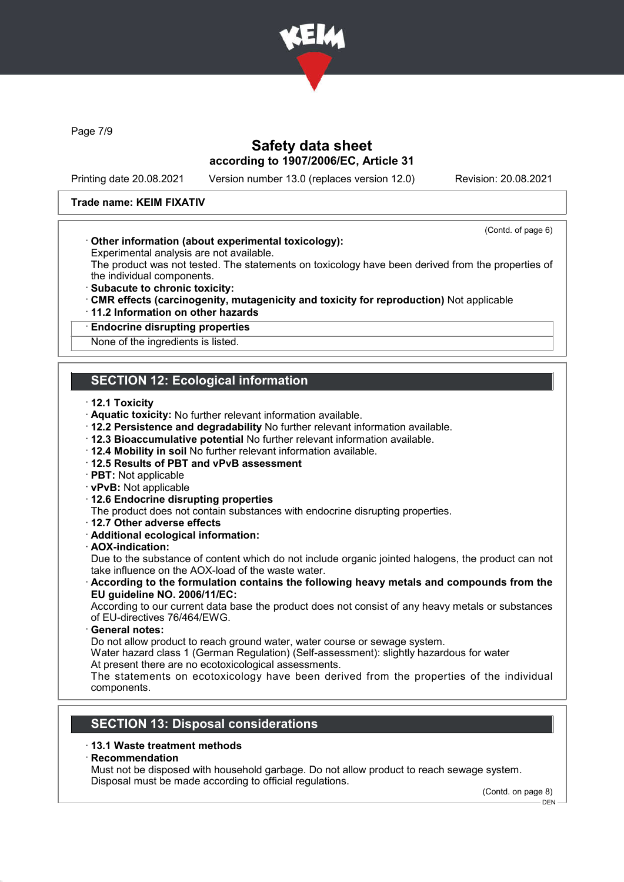# Safety data sheet

**according to 1907/2006/EC, Article 31**

Printing date 20.08.2021 Version number 13.0 (replaces version 12.0) Revision: 20.08.2021

**Trade name: KEIM FIXATIV**

(Contd. of page 6)

- **Other information (about experimental toxicology):**
  Experimental analysis are not available.
  The product was not tested. The statements on toxicology have been derived from the properties of the individual components.
- **Subacute to chronic toxicity:**
- **CMR effects (carcinogenity, mutagenicity and toxicity for reproduction)** Not applicable
- **11.2 Information on other hazards**
- **Endocrine disrupting properties**
  None of the ingredients is listed.

## SECTION 12: Ecological information

- **12.1 Toxicity**
- **Aquatic toxicity:** No further relevant information available.
- **12.2 Persistence and degradability** No further relevant information available.
- **12.3 Bioaccumulative potential** No further relevant information available.
- **12.4 Mobility in soil** No further relevant information available.
- **12.5 Results of PBT and vPvB assessment**
- **PBT:** Not applicable
- **vPvB:** Not applicable
- **12.6 Endocrine disrupting properties**
  The product does not contain substances with endocrine disrupting properties.
- **12.7 Other adverse effects**
- **Additional ecological information:**
- **AOX-indication:**
  Due to the substance of content which do not include organic jointed halogens, the product can not take influence on the AOX-load of the waste water.
- **According to the formulation contains the following heavy metals and compounds from the EU guideline NO. 2006/11/EC:**
  According to our current data base the product does not consist of any heavy metals or substances of EU-directives 76/464/EWG.
- **General notes:**
  Do not allow product to reach ground water, water course or sewage system.
  Water hazard class 1 (German Regulation) (Self-assessment): slightly hazardous for water
  At present there are no ecotoxicological assessments.
  The statements on ecotoxicology have been derived from the properties of the individual components.

## SECTION 13: Disposal considerations

- **13.1 Waste treatment methods**
- **Recommendation**
  Must not be disposed with household garbage. Do not allow product to reach sewage system.
  Disposal must be made according to official regulations.

(Contd. on page 8)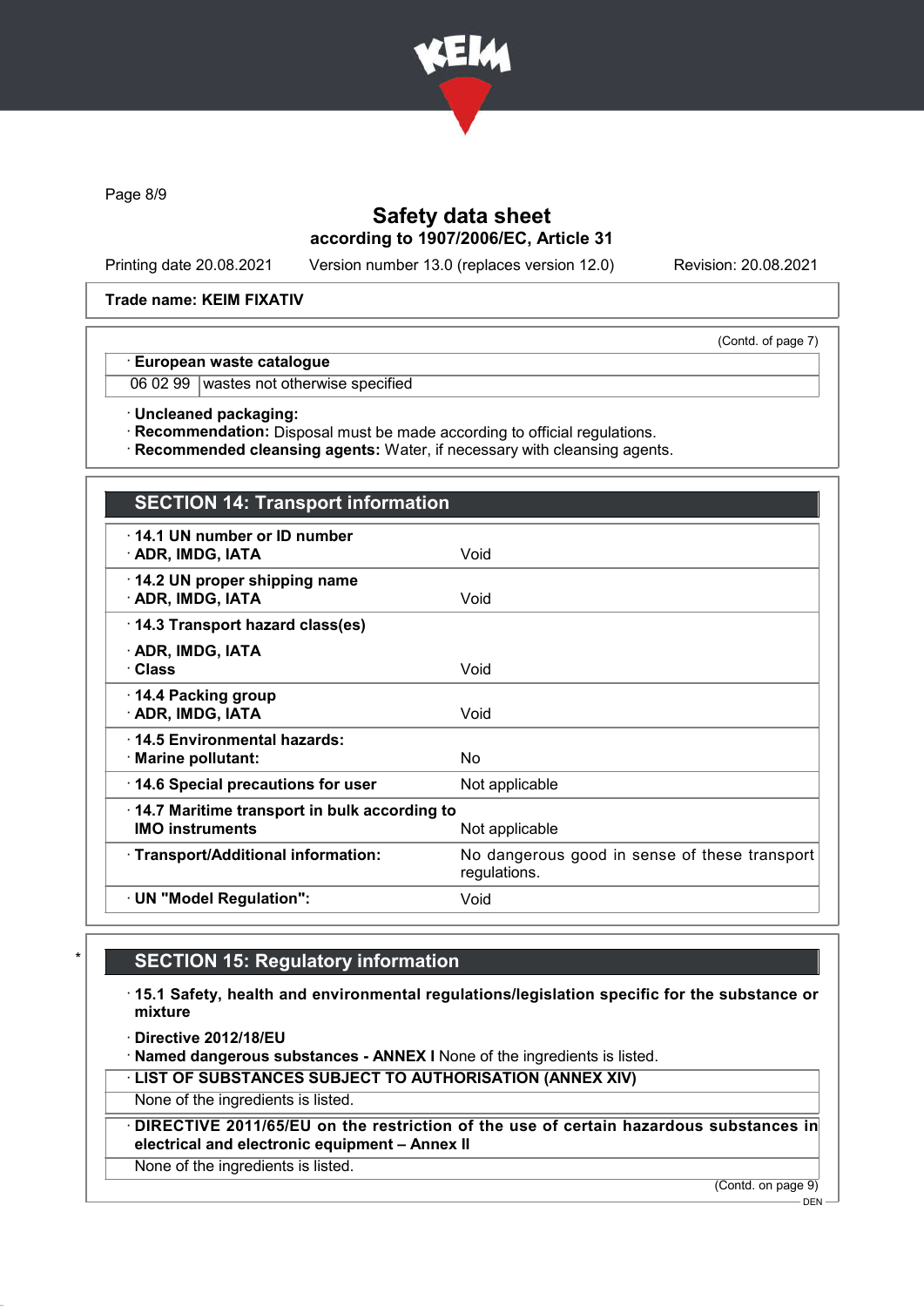Trade name: KEIM FIXATIV

(Contd. of page 7)

| · European waste catalogue | |
|---|---|
| 06 02 99 | wastes not otherwise specified |

· **Uncleaned packaging:**
· **Recommendation:** Disposal must be made according to official regulations.
· **Recommended cleansing agents:** Water, if necessary with cleansing agents.

## SECTION 14: Transport information

| | |
|---|---|
| · **14.1 UN number or ID number** · **ADR, IMDG, IATA** | Void |
| · **14.2 UN proper shipping name** · **ADR, IMDG, IATA** | Void |
| · **14.3 Transport hazard class(es)** · **ADR, IMDG, IATA** · **Class** | Void |
| · **14.4 Packing group** · **ADR, IMDG, IATA** | Void |
| · **14.5 Environmental hazards:** · **Marine pollutant:** | No |
| · **14.6 Special precautions for user** | Not applicable |
| · **14.7 Maritime transport in bulk according to IMO instruments** | Not applicable |
| · **Transport/Additional information:** | No dangerous good in sense of these transport regulations. |
| · **UN "Model Regulation":** | Void |

## SECTION 15: Regulatory information

· **15.1 Safety, health and environmental regulations/legislation specific for the substance or mixture**

· **Directive 2012/18/EU**
· **Named dangerous substances - ANNEX I** None of the ingredients is listed.

· **LIST OF SUBSTANCES SUBJECT TO AUTHORISATION (ANNEX XIV)**
None of the ingredients is listed.

· **DIRECTIVE 2011/65/EU on the restriction of the use of certain hazardous substances in electrical and electronic equipment – Annex II**
None of the ingredients is listed.

(Contd. on page 9)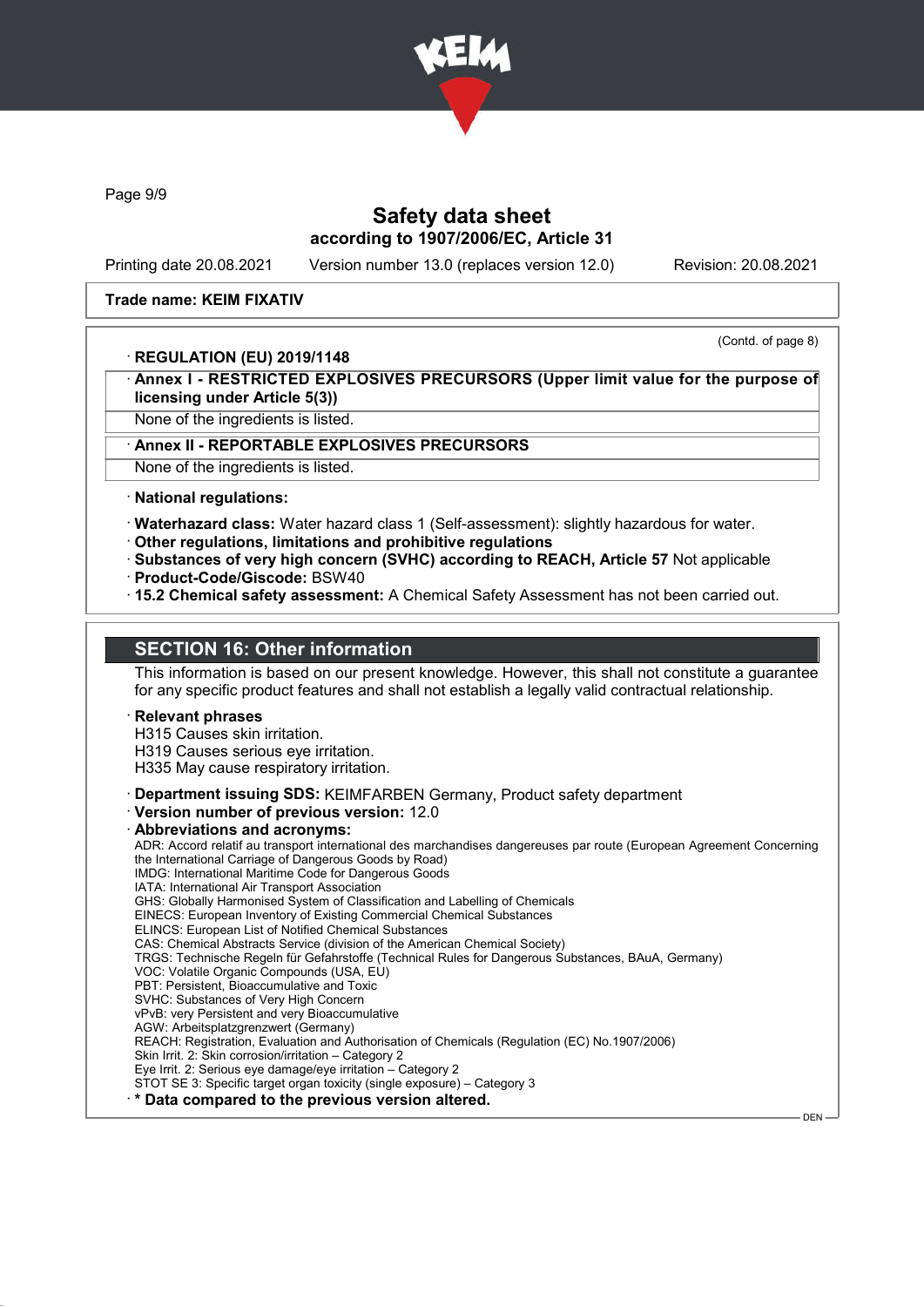(Contd. of page 8)

· **REGULATION (EU) 2019/1148**

· **Annex I - RESTRICTED EXPLOSIVES PRECURSORS (Upper limit value for the purpose of licensing under Article 5(3))**

None of the ingredients is listed.

· **Annex II - REPORTABLE EXPLOSIVES PRECURSORS**

None of the ingredients is listed.

· **National regulations:**

· **Waterhazard class:** Water hazard class 1 (Self-assessment): slightly hazardous for water.
· **Other regulations, limitations and prohibitive regulations**
· **Substances of very high concern (SVHC) according to REACH, Article 57** Not applicable
· **Product-Code/Giscode:** BSW40
· **15.2 Chemical safety assessment:** A Chemical Safety Assessment has not been carried out.

## SECTION 16: Other information

This information is based on our present knowledge. However, this shall not constitute a guarantee for any specific product features and shall not establish a legally valid contractual relationship.

· **Relevant phrases**
H315 Causes skin irritation.
H319 Causes serious eye irritation.
H335 May cause respiratory irritation.

· **Department issuing SDS:** KEIMFARBEN Germany, Product safety department
· **Version number of previous version:** 12.0
· **Abbreviations and acronyms:**
ADR: Accord relatif au transport international des marchandises dangereuses par route (European Agreement Concerning the International Carriage of Dangerous Goods by Road)
IMDG: International Maritime Code for Dangerous Goods
IATA: International Air Transport Association
GHS: Globally Harmonised System of Classification and Labelling of Chemicals
EINECS: European Inventory of Existing Commercial Chemical Substances
ELINCS: European List of Notified Chemical Substances
CAS: Chemical Abstracts Service (division of the American Chemical Society)
TRGS: Technische Regeln für Gefahrstoffe (Technical Rules for Dangerous Substances, BAuA, Germany)
VOC: Volatile Organic Compounds (USA, EU)
PBT: Persistent, Bioaccumulative and Toxic
SVHC: Substances of Very High Concern
vPvB: very Persistent and very Bioaccumulative
AGW: Arbeitsplatzgrenzwert (Germany)
REACH: Registration, Evaluation and Authorisation of Chemicals (Regulation (EC) No.1907/2006)
Skin Irrit. 2: Skin corrosion/irritation – Category 2
Eye Irrit. 2: Serious eye damage/eye irritation – Category 2
STOT SE 3: Specific target organ toxicity (single exposure) – Category 3

· **\* Data compared to the previous version altered.**